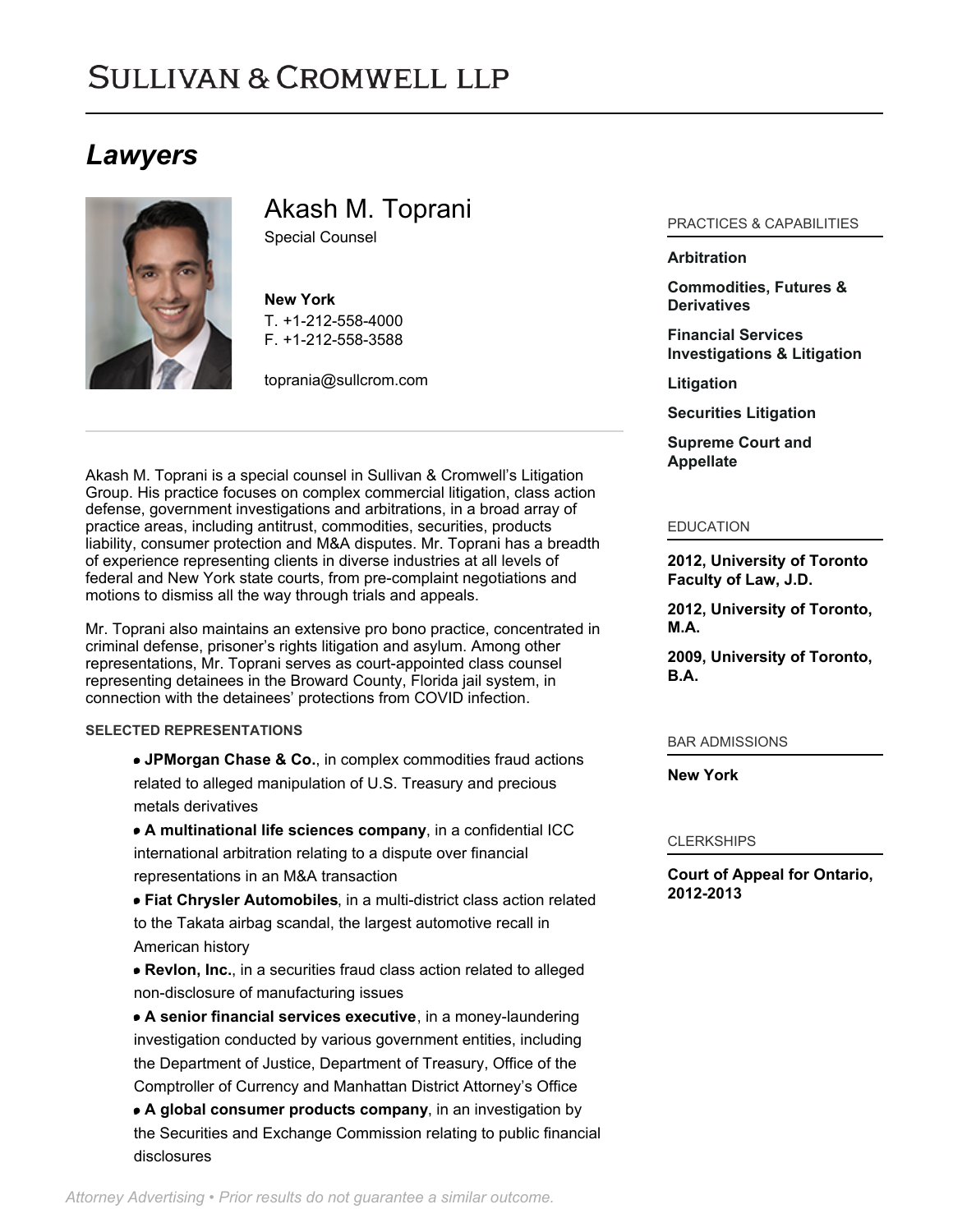# Sullivan & Cromwell LLP

## *Lawyers*

## Akash M. Toprani

Special Counsel

**New York**
T. +1-212-558-4000
F. +1-212-558-3588

toprania@sullcrom.com

Akash M. Toprani is a special counsel in Sullivan & Cromwell's Litigation Group. His practice focuses on complex commercial litigation, class action defense, government investigations and arbitrations, in a broad array of practice areas, including antitrust, commodities, securities, products liability, consumer protection and M&A disputes. Mr. Toprani has a breadth of experience representing clients in diverse industries at all levels of federal and New York state courts, from pre-complaint negotiations and motions to dismiss all the way through trials and appeals.

Mr. Toprani also maintains an extensive pro bono practice, concentrated in criminal defense, prisoner's rights litigation and asylum. Among other representations, Mr. Toprani serves as court-appointed class counsel representing detainees in the Broward County, Florida jail system, in connection with the detainees' protections from COVID infection.

### SELECTED REPRESENTATIONS

- **JPMorgan Chase & Co.**, in complex commodities fraud actions related to alleged manipulation of U.S. Treasury and precious metals derivatives
- **A multinational life sciences company**, in a confidential ICC international arbitration relating to a dispute over financial representations in an M&A transaction
- **Fiat Chrysler Automobiles**, in a multi-district class action related to the Takata airbag scandal, the largest automotive recall in American history
- **Revlon, Inc.**, in a securities fraud class action related to alleged non-disclosure of manufacturing issues
- **A senior financial services executive**, in a money-laundering investigation conducted by various government entities, including the Department of Justice, Department of Treasury, Office of the Comptroller of Currency and Manhattan District Attorney's Office
- **A global consumer products company**, in an investigation by the Securities and Exchange Commission relating to public financial disclosures

### PRACTICES & CAPABILITIES

**Arbitration**

**Commodities, Futures & Derivatives**

**Financial Services Investigations & Litigation**

**Litigation**

**Securities Litigation**

**Supreme Court and Appellate**

### EDUCATION

**2012, University of Toronto Faculty of Law, J.D.**

**2012, University of Toronto, M.A.**

**2009, University of Toronto, B.A.**

### BAR ADMISSIONS

**New York**

### CLERKSHIPS

**Court of Appeal for Ontario, 2012-2013**

*Attorney Advertising • Prior results do not guarantee a similar outcome.*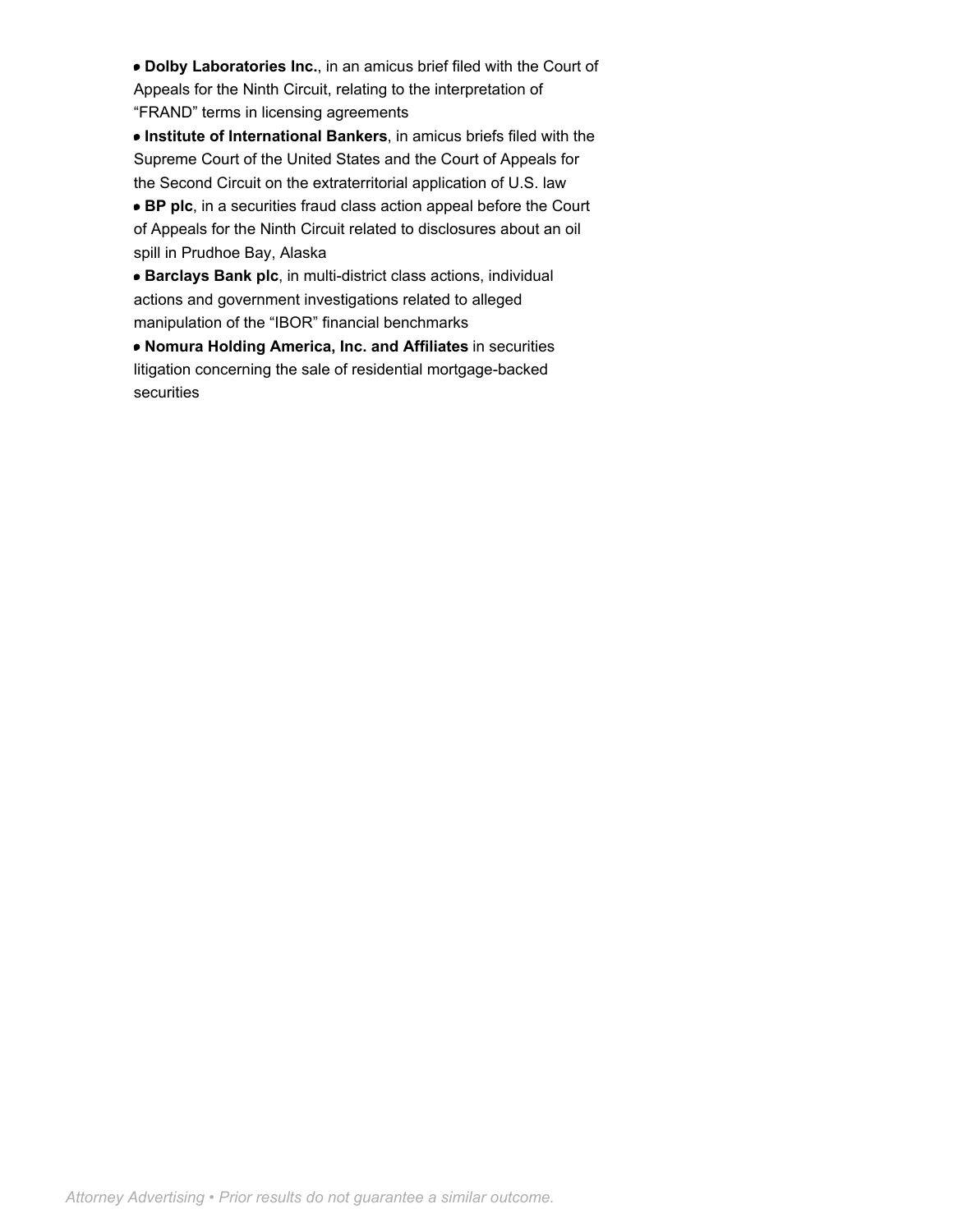- **Dolby Laboratories Inc.**, in an amicus brief filed with the Court of Appeals for the Ninth Circuit, relating to the interpretation of "FRAND" terms in licensing agreements
- **Institute of International Bankers**, in amicus briefs filed with the Supreme Court of the United States and the Court of Appeals for the Second Circuit on the extraterritorial application of U.S. law
- **BP plc**, in a securities fraud class action appeal before the Court of Appeals for the Ninth Circuit related to disclosures about an oil spill in Prudhoe Bay, Alaska
- **Barclays Bank plc**, in multi-district class actions, individual actions and government investigations related to alleged manipulation of the "IBOR" financial benchmarks
- **Nomura Holding America, Inc. and Affiliates** in securities litigation concerning the sale of residential mortgage-backed securities

*Attorney Advertising • Prior results do not guarantee a similar outcome.*